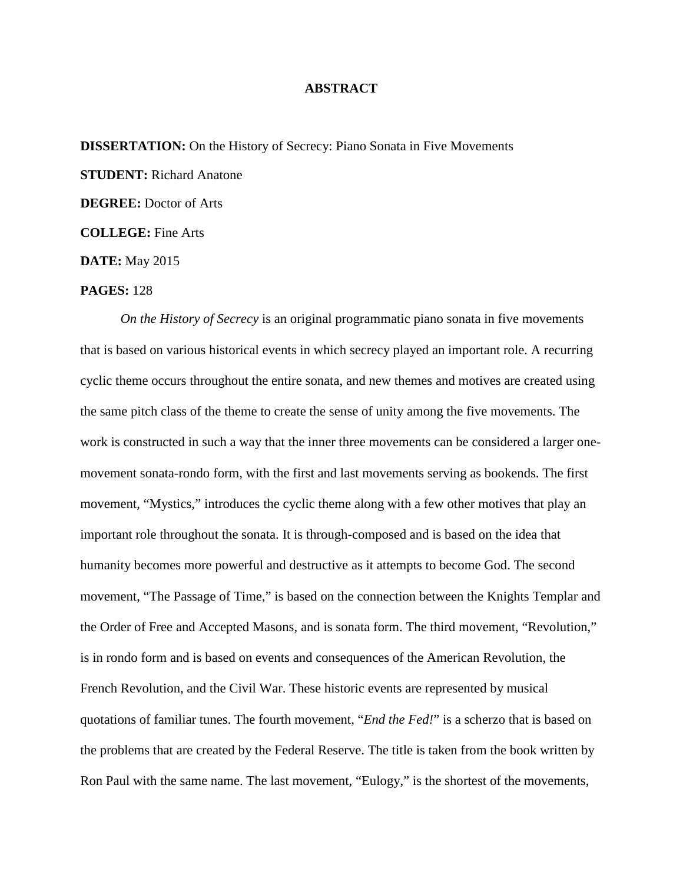# ABSTRACT

**DISSERTATION:** On the History of Secrecy: Piano Sonata in Five Movements

**STUDENT:** Richard Anatone

**DEGREE:** Doctor of Arts

**COLLEGE:** Fine Arts

**DATE:** May 2015

**PAGES:** 128

*On the History of Secrecy* is an original programmatic piano sonata in five movements that is based on various historical events in which secrecy played an important role. A recurring cyclic theme occurs throughout the entire sonata, and new themes and motives are created using the same pitch class of the theme to create the sense of unity among the five movements. The work is constructed in such a way that the inner three movements can be considered a larger one-movement sonata-rondo form, with the first and last movements serving as bookends. The first movement, "Mystics," introduces the cyclic theme along with a few other motives that play an important role throughout the sonata. It is through-composed and is based on the idea that humanity becomes more powerful and destructive as it attempts to become God. The second movement, "The Passage of Time," is based on the connection between the Knights Templar and the Order of Free and Accepted Masons, and is sonata form. The third movement, "Revolution," is in rondo form and is based on events and consequences of the American Revolution, the French Revolution, and the Civil War. These historic events are represented by musical quotations of familiar tunes. The fourth movement, "*End the Fed!*" is a scherzo that is based on the problems that are created by the Federal Reserve. The title is taken from the book written by Ron Paul with the same name. The last movement, "Eulogy," is the shortest of the movements,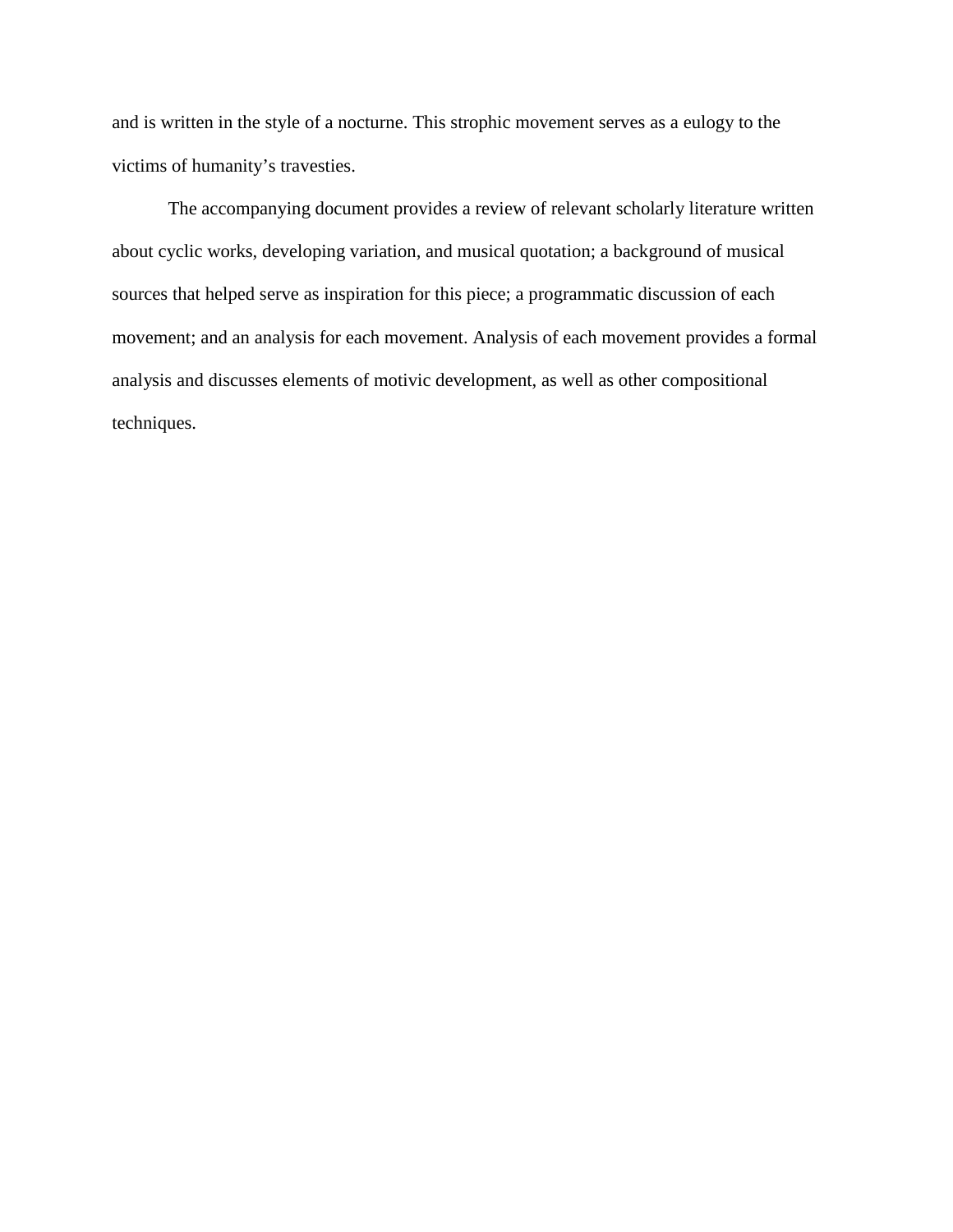and is written in the style of a nocturne. This strophic movement serves as a eulogy to the victims of humanity's travesties.

The accompanying document provides a review of relevant scholarly literature written about cyclic works, developing variation, and musical quotation; a background of musical sources that helped serve as inspiration for this piece; a programmatic discussion of each movement; and an analysis for each movement. Analysis of each movement provides a formal analysis and discusses elements of motivic development, as well as other compositional techniques.